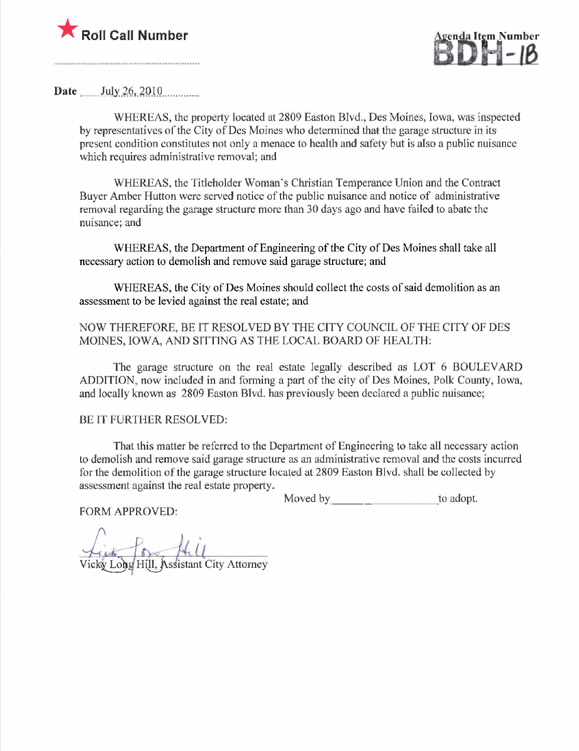★ **Roll Call Number**

**Agenda Item Number**
**BDH-1B**

**Date** July 26, 2010

WHEREAS, the property located at 2809 Easton Blvd., Des Moines, Iowa, was inspected by representatives of the City of Des Moines who determined that the garage structure in its present condition constitutes not only a menace to health and safety but is also a public nuisance which requires administrative removal; and

WHEREAS, the Titleholder Woman's Christian Temperance Union and the Contract Buyer Amber Hutton were served notice of the public nuisance and notice of administrative removal regarding the garage structure more than 30 days ago and have failed to abate the nuisance; and

WHEREAS, the Department of Engineering of the City of Des Moines shall take all necessary action to demolish and remove said garage structure; and

WHEREAS, the City of Des Moines should collect the costs of said demolition as an assessment to be levied against the real estate; and

NOW THEREFORE, BE IT RESOLVED BY THE CITY COUNCIL OF THE CITY OF DES MOINES, IOWA, AND SITTING AS THE LOCAL BOARD OF HEALTH:

The garage structure on the real estate legally described as LOT 6 BOULEVARD ADDITION, now included in and forming a part of the city of Des Moines, Polk County, Iowa, and locally known as 2809 Easton Blvd. has previously been declared a public nuisance;

BE IT FURTHER RESOLVED:

That this matter be referred to the Department of Engineering to take all necessary action to demolish and remove said garage structure as an administrative removal and the costs incurred for the demolition of the garage structure located at 2809 Easton Blvd. shall be collected by assessment against the real estate property.

Moved by ____________________ to adopt.

FORM APPROVED:

Vicky Long Hill, Assistant City Attorney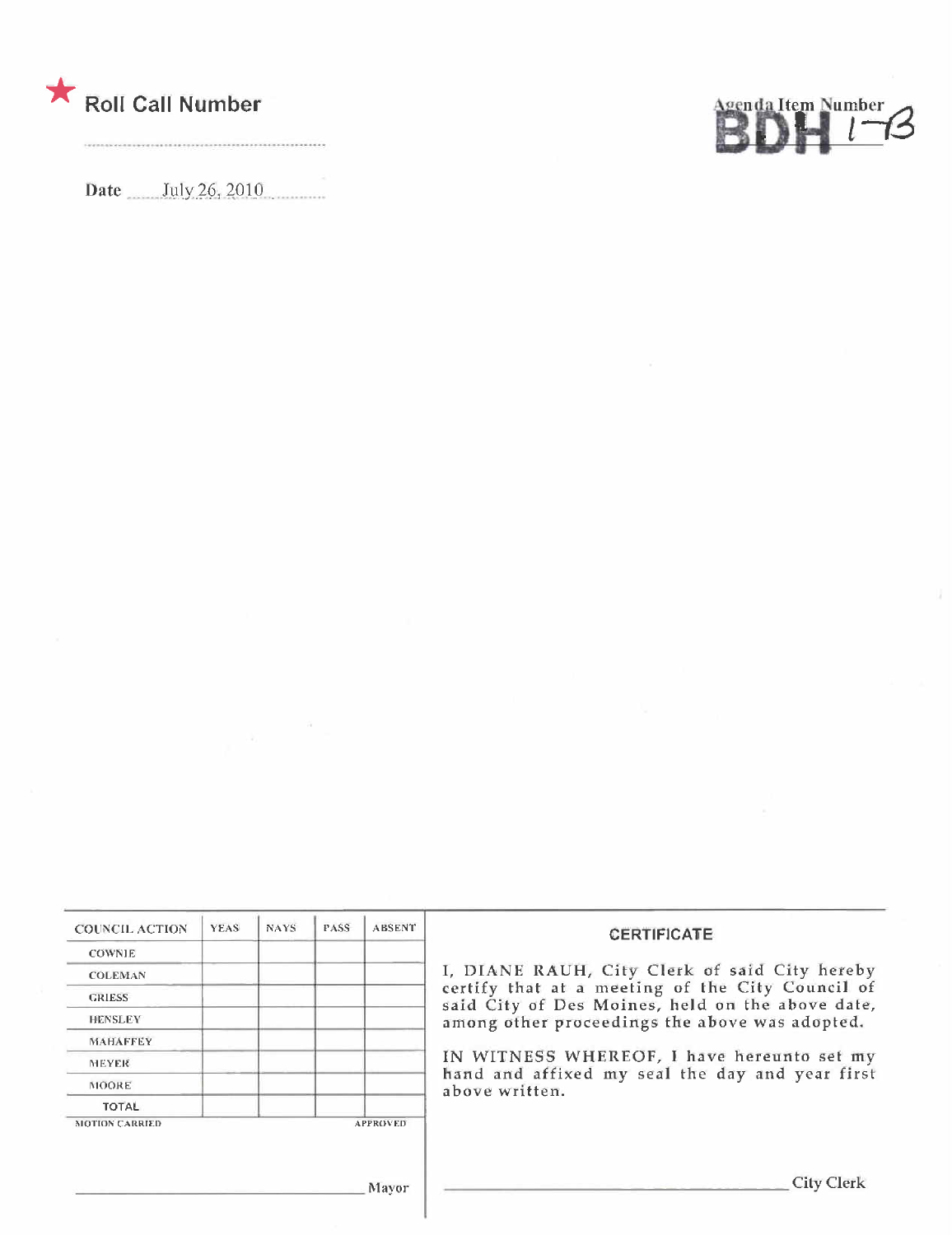★ **Roll Call Number**

Date July 26, 2010

Agenda Item Number BDH 1-B

| COUNCIL ACTION | YEAS | NAYS | PASS | ABSENT |
|---|---|---|---|---|
| COWNIE | | | | |
| COLEMAN | | | | |
| GRIESS | | | | |
| HENSLEY | | | | |
| MAHAFFEY | | | | |
| MEYER | | | | |
| MOORE | | | | |
| TOTAL | | | | |

MOTION CARRIED APPROVED

_______________________________ Mayor

**CERTIFICATE**

I, DIANE RAUH, City Clerk of said City hereby certify that at a meeting of the City Council of said City of Des Moines, held on the above date, among other proceedings the above was adopted.

IN WITNESS WHEREOF, I have hereunto set my hand and affixed my seal the day and year first above written.

_______________________________ City Clerk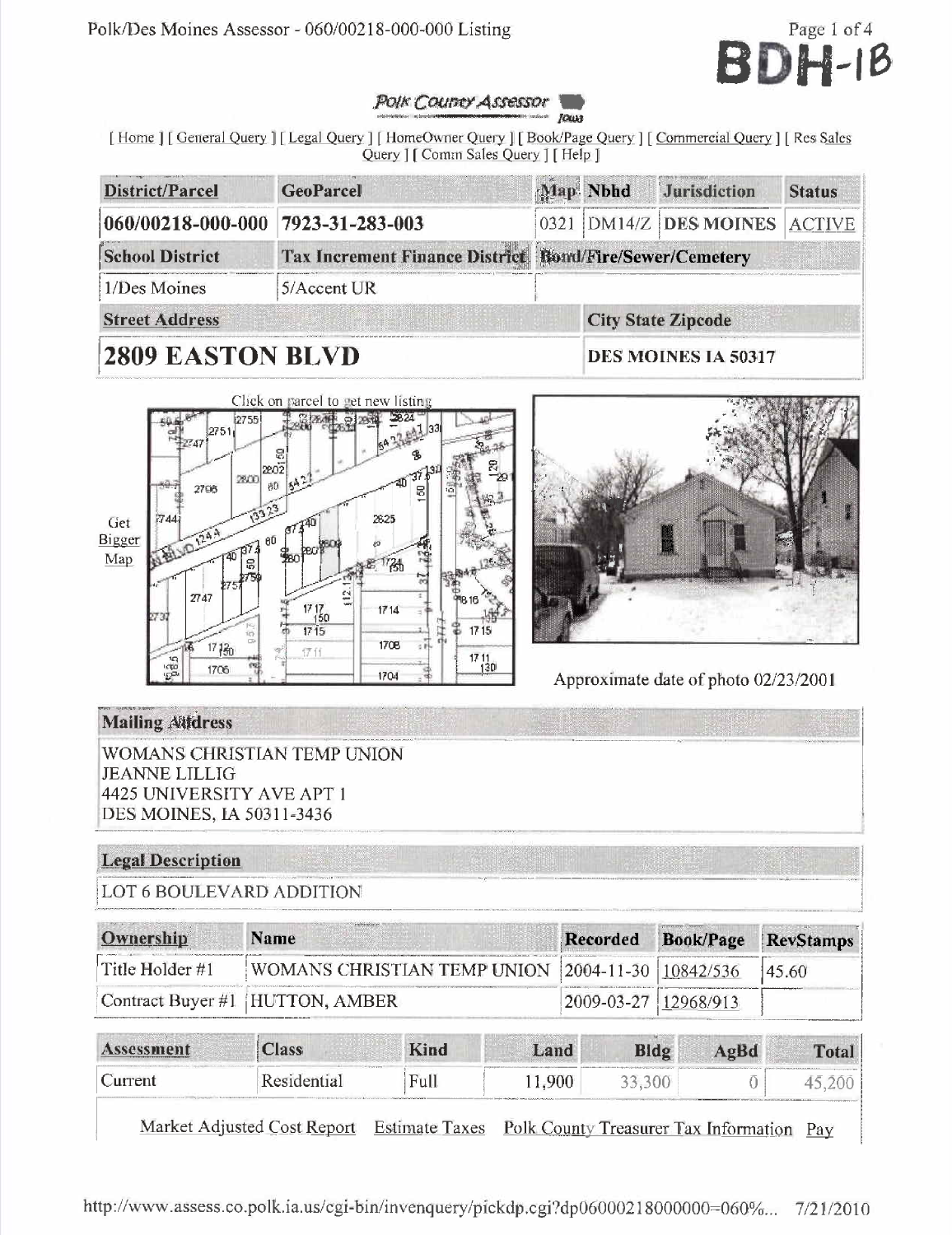BDH-1B

*Polk County Assessor* Iowa

[ Home ] [ General Query ] [ Legal Query ] [ HomeOwner Query ] [ Book/Page Query ] [ Commercial Query ] [ Res Sales Query ] [ Comm Sales Query ] [ Help ]

| District/Parcel | GeoParcel | Map | Nbhd | Jurisdiction | Status |
|---|---|---|---|---|---|
| 060/00218-000-000 | 7923-31-283-003 | 0321 | DM14/Z | DES MOINES | ACTIVE |

| School District | Tax Increment Finance District | Bond/Fire/Sewer/Cemetery |
|---|---|---|
| 1/Des Moines | 5/Accent UR | |

| Street Address | City State Zipcode |
|---|---|
| **2809 EASTON BLVD** | **DES MOINES IA 50317** |

Click on parcel to get new listing

Get Bigger Map

Approximate date of photo 02/23/2001

## Mailing Address

WOMANS CHRISTIAN TEMP UNION
JEANNE LILLIG
4425 UNIVERSITY AVE APT 1
DES MOINES, IA 50311-3436

## Legal Description

LOT 6 BOULEVARD ADDITION

| Ownership | Name | Recorded | Book/Page | RevStamps |
|---|---|---|---|---|
| Title Holder #1 | WOMANS CHRISTIAN TEMP UNION | 2004-11-30 | 10842/536 | 45.60 |
| Contract Buyer #1 | HUTTON, AMBER | 2009-03-27 | 12968/913 | |

| Assessment | Class | Kind | Land | Bldg | AgBd | Total |
|---|---|---|---|---|---|---|
| Current | Residential | Full | 11,900 | 33,300 | 0 | 45,200 |

Market Adjusted Cost Report   Estimate Taxes   Polk County Treasurer Tax Information   Pay

http://www.assess.co.polk.ia.us/cgi-bin/invenquery/pickdp.cgi?dp06000218000000=060%... 7/21/2010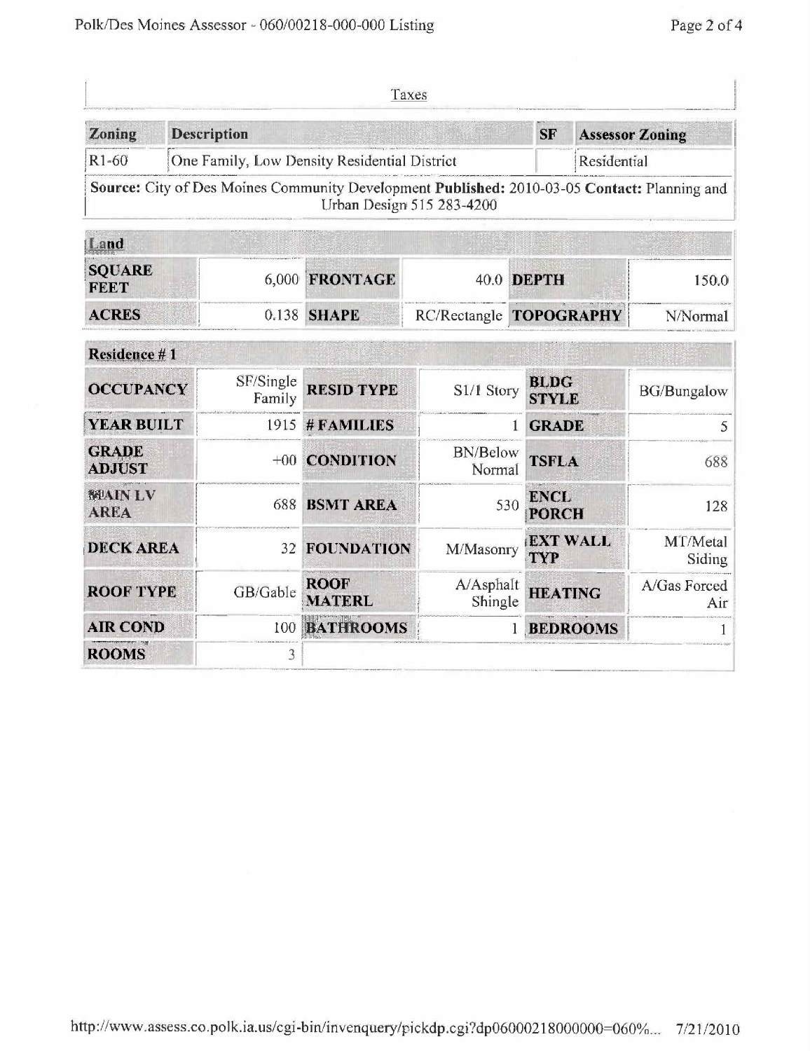Taxes

| Zoning | Description | SF | Assessor Zoning |
|---|---|---|---|
| R1-60 | One Family, Low Density Residential District | | Residential |

**Source:** City of Des Moines Community Development **Published:** 2010-03-05 **Contact:** Planning and Urban Design 515 283-4200

| Land | | | | | |
|---|---|---|---|---|---|
| **SQUARE FEET** | 6,000 | **FRONTAGE** | 40.0 | **DEPTH** | 150.0 |
| **ACRES** | 0.138 | **SHAPE** | RC/Rectangle | **TOPOGRAPHY** | N/Normal |

| Residence # 1 | | | | | |
|---|---|---|---|---|---|
| **OCCUPANCY** | SF/Single Family | **RESID TYPE** | S1/1 Story | **BLDG STYLE** | BG/Bungalow |
| **YEAR BUILT** | 1915 | **# FAMILIES** | 1 | **GRADE** | 5 |
| **GRADE ADJUST** | +00 | **CONDITION** | BN/Below Normal | **TSFLA** | 688 |
| **MAIN LV AREA** | 688 | **BSMT AREA** | 530 | **ENCL PORCH** | 128 |
| **DECK AREA** | 32 | **FOUNDATION** | M/Masonry | **EXT WALL TYP** | MT/Metal Siding |
| **ROOF TYPE** | GB/Gable | **ROOF MATERL** | A/Asphalt Shingle | **HEATING** | A/Gas Forced Air |
| **AIR COND** | 100 | **BATHROOMS** | 1 | **BEDROOMS** | 1 |
| **ROOMS** | 3 | | | | |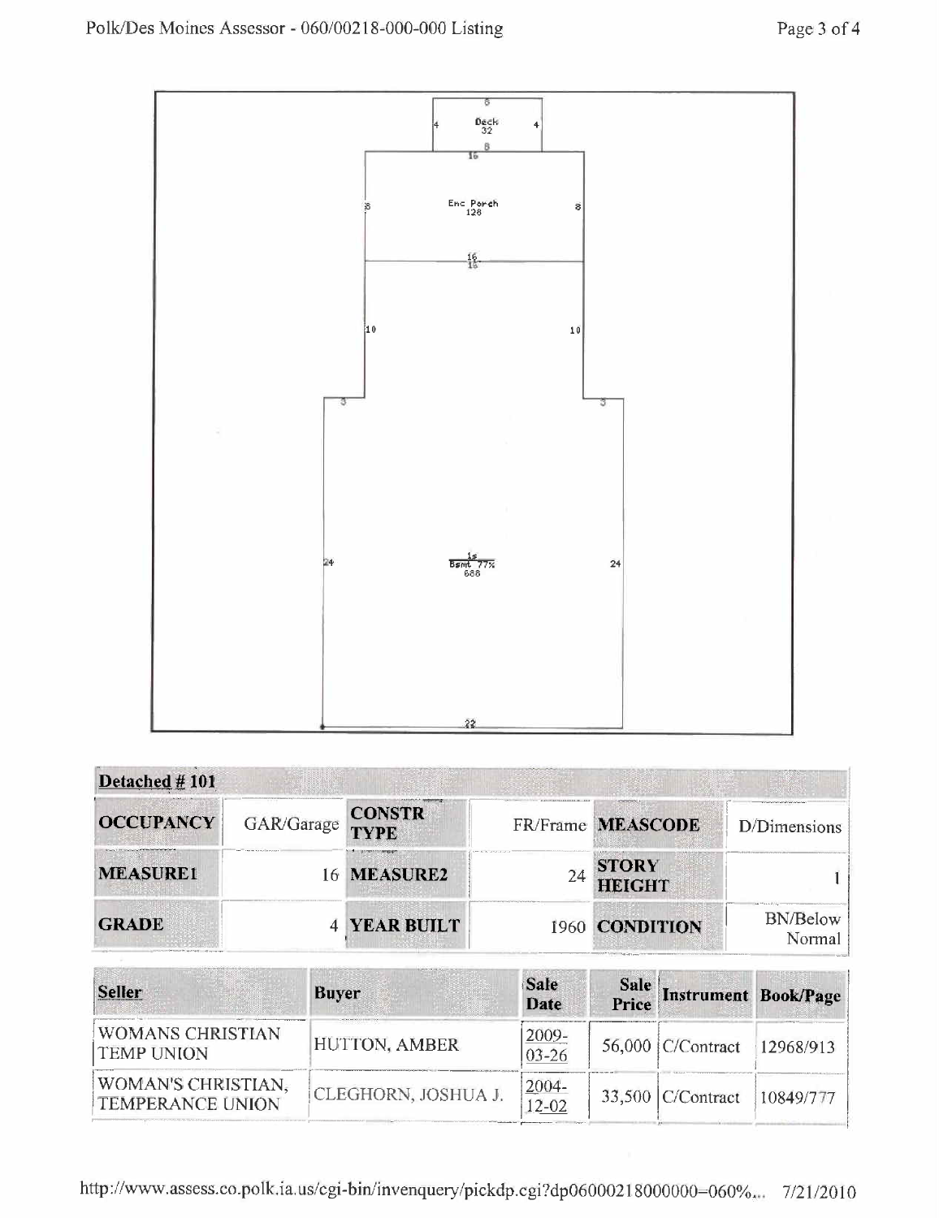Deck
32

Enc Porch
128

1s
Bsmt 77%
688

| **Detached # 101** | | | | | |
|---|---|---|---|---|---|
| **OCCUPANCY** | GAR/Garage | **CONSTR TYPE** | FR/Frame | **MEASCODE** | D/Dimensions |
| **MEASURE1** | 16 | **MEASURE2** | 24 | **STORY HEIGHT** | 1 |
| **GRADE** | 4 | **YEAR BUILT** | 1960 | **CONDITION** | BN/Below Normal |

| Seller | Buyer | Sale Date | Sale Price | Instrument | Book/Page |
|---|---|---|---|---|---|
| WOMANS CHRISTIAN TEMP UNION | HUTTON, AMBER | 2009-03-26 | 56,000 | C/Contract | 12968/913 |
| WOMAN'S CHRISTIAN, TEMPERANCE UNION | CLEGHORN, JOSHUA J. | 2004-12-02 | 33,500 | C/Contract | 10849/777 |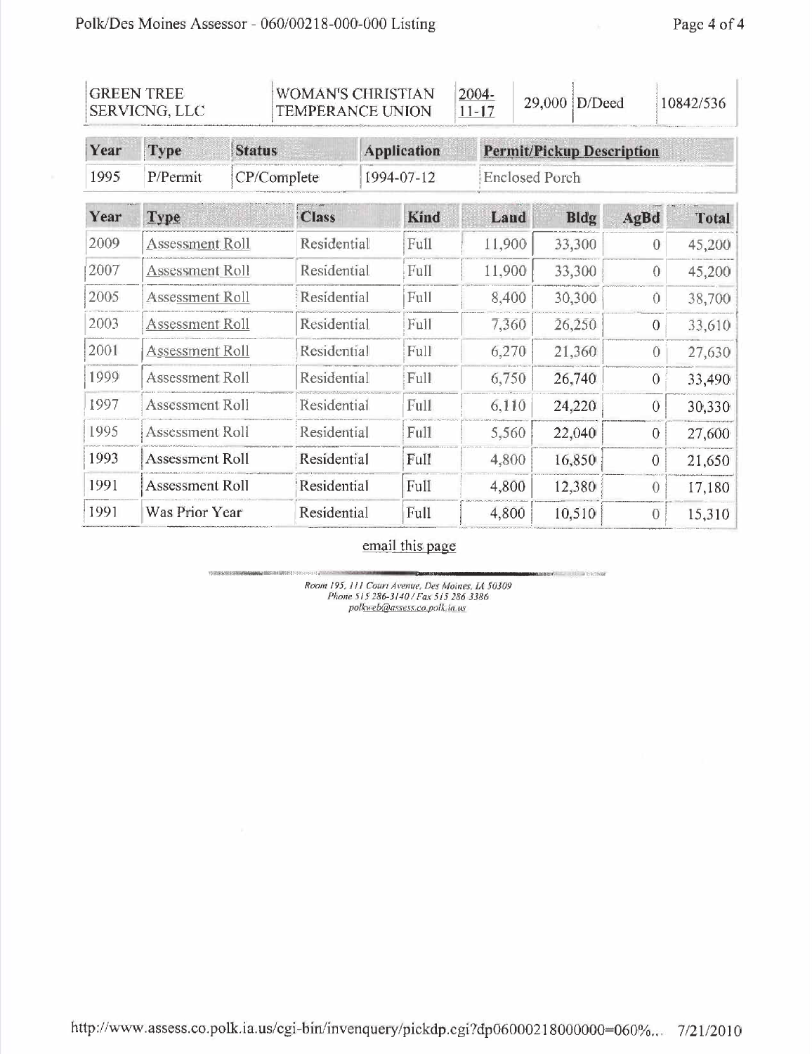| GREEN TREE SERVICNG, LLC | WOMAN'S CHRISTIAN TEMPERANCE UNION | 2004-11-17 | 29,000 | D/Deed | 10842/536 |
|---|---|---|---|---|---|

| Year | Type | Status | Application | Permit/Pickup Description |
|---|---|---|---|---|
| 1995 | P/Permit | CP/Complete | 1994-07-12 | Enclosed Porch |

| Year | Type | Class | Kind | Land | Bldg | AgBd | Total |
|---|---|---|---|---|---|---|---|
| 2009 | Assessment Roll | Residential | Full | 11,900 | 33,300 | 0 | 45,200 |
| 2007 | Assessment Roll | Residential | Full | 11,900 | 33,300 | 0 | 45,200 |
| 2005 | Assessment Roll | Residential | Full | 8,400 | 30,300 | 0 | 38,700 |
| 2003 | Assessment Roll | Residential | Full | 7,360 | 26,250 | 0 | 33,610 |
| 2001 | Assessment Roll | Residential | Full | 6,270 | 21,360 | 0 | 27,630 |
| 1999 | Assessment Roll | Residential | Full | 6,750 | 26,740 | 0 | 33,490 |
| 1997 | Assessment Roll | Residential | Full | 6,110 | 24,220 | 0 | 30,330 |
| 1995 | Assessment Roll | Residential | Full | 5,560 | 22,040 | 0 | 27,600 |
| 1993 | Assessment Roll | Residential | Full | 4,800 | 16,850 | 0 | 21,650 |
| 1991 | Assessment Roll | Residential | Full | 4,800 | 12,380 | 0 | 17,180 |
| 1991 | Was Prior Year | Residential | Full | 4,800 | 10,510 | 0 | 15,310 |

email this page

*Room 195, 111 Court Avenue, Des Moines, IA 50309*
*Phone 515 286-3140 / Fax 515 286 3386*
*polkweb@assess.co.polk.ia.us*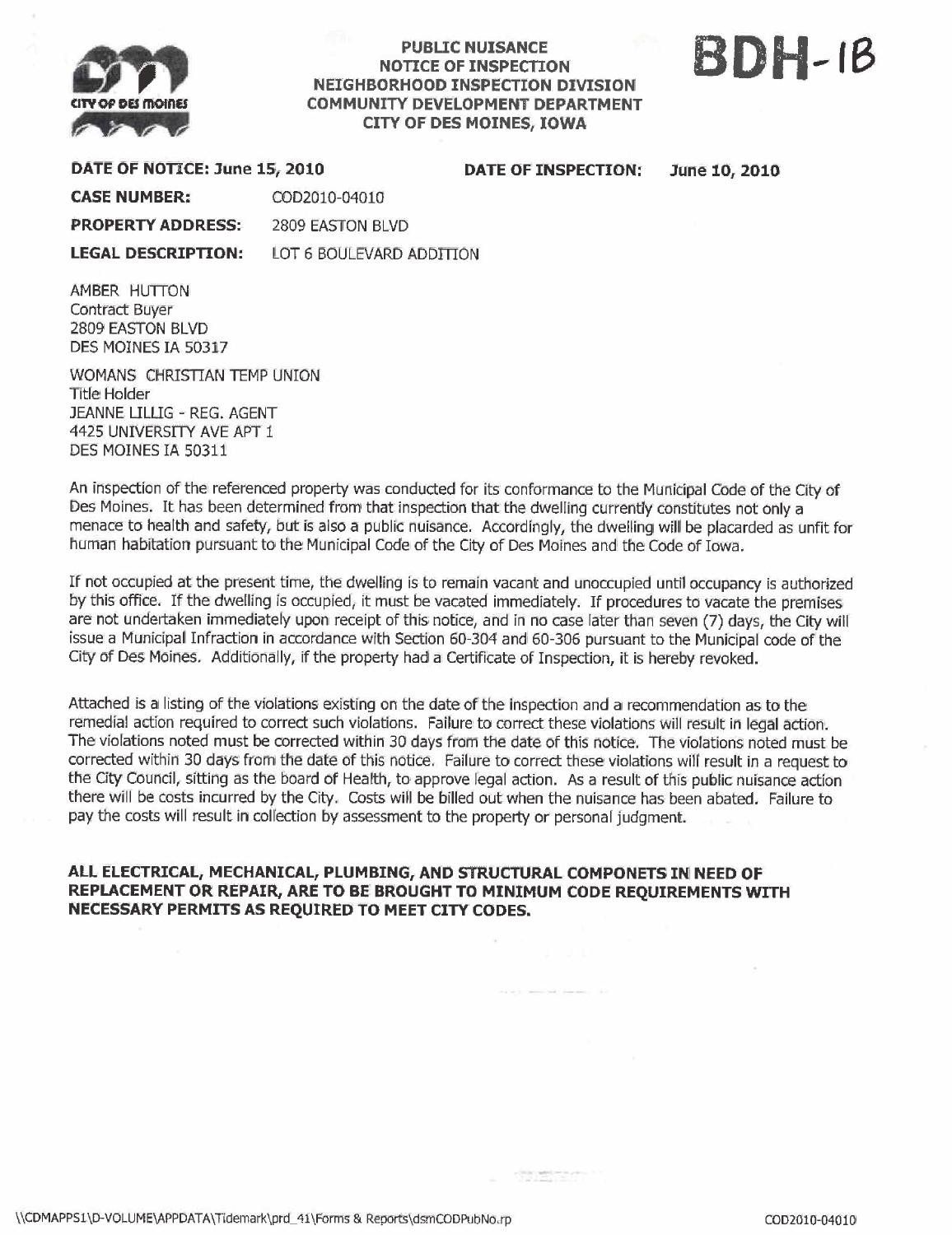**PUBLIC NUISANCE**
**NOTICE OF INSPECTION**
**NEIGHBORHOOD INSPECTION DIVISION**
**COMMUNITY DEVELOPMENT DEPARTMENT**
**CITY OF DES MOINES, IOWA**

**BDH-1B**

**DATE OF NOTICE: June 15, 2010** **DATE OF INSPECTION: June 10, 2010**

**CASE NUMBER:** COD2010-04010

**PROPERTY ADDRESS:** 2809 EASTON BLVD

**LEGAL DESCRIPTION:** LOT 6 BOULEVARD ADDITION

AMBER HUTTON
Contract Buyer
2809 EASTON BLVD
DES MOINES IA 50317

WOMANS CHRISTIAN TEMP UNION
Title Holder
JEANNE LILLIG - REG. AGENT
4425 UNIVERSITY AVE APT 1
DES MOINES IA 50311

An inspection of the referenced property was conducted for its conformance to the Municipal Code of the City of Des Moines. It has been determined from that inspection that the dwelling currently constitutes not only a menace to health and safety, but is also a public nuisance. Accordingly, the dwelling will be placarded as unfit for human habitation pursuant to the Municipal Code of the City of Des Moines and the Code of Iowa.

If not occupied at the present time, the dwelling is to remain vacant and unoccupied until occupancy is authorized by this office. If the dwelling is occupied, it must be vacated immediately. If procedures to vacate the premises are not undertaken immediately upon receipt of this notice, and in no case later than seven (7) days, the City will issue a Municipal Infraction in accordance with Section 60-304 and 60-306 pursuant to the Municipal code of the City of Des Moines. Additionally, if the property had a Certificate of Inspection, it is hereby revoked.

Attached is a listing of the violations existing on the date of the inspection and a recommendation as to the remedial action required to correct such violations. Failure to correct these violations will result in legal action. The violations noted must be corrected within 30 days from the date of this notice. The violations noted must be corrected within 30 days from the date of this notice. Failure to correct these violations will result in a request to the City Council, sitting as the board of Health, to approve legal action. As a result of this public nuisance action there will be costs incurred by the City. Costs will be billed out when the nuisance has been abated. Failure to pay the costs will result in collection by assessment to the property or personal judgment.

**ALL ELECTRICAL, MECHANICAL, PLUMBING, AND STRUCTURAL COMPONETS IN NEED OF REPLACEMENT OR REPAIR, ARE TO BE BROUGHT TO MINIMUM CODE REQUIREMENTS WITH NECESSARY PERMITS AS REQUIRED TO MEET CITY CODES.**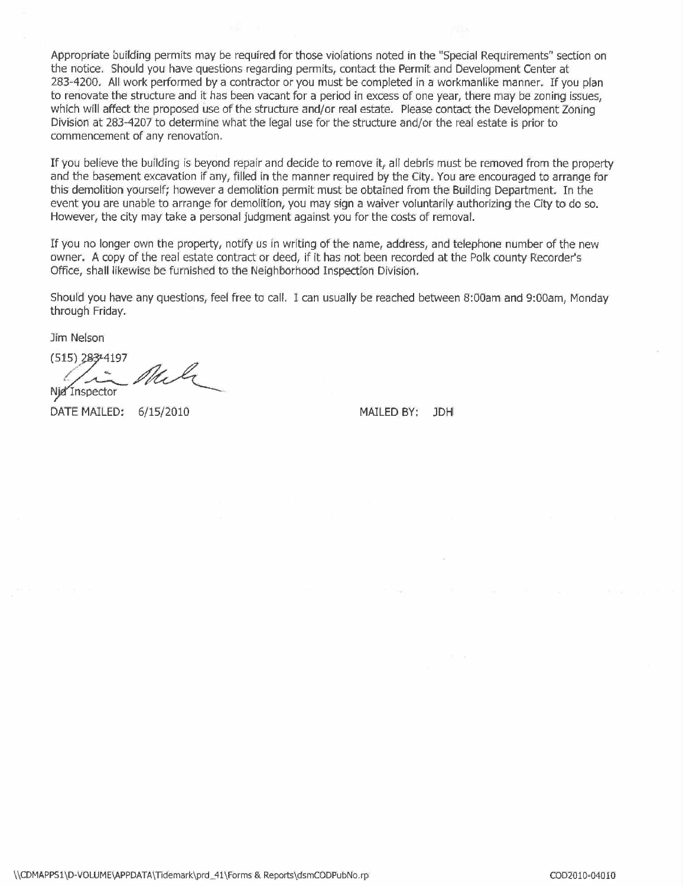Appropriate building permits may be required for those violations noted in the "Special Requirements" section on the notice. Should you have questions regarding permits, contact the Permit and Development Center at 283-4200. All work performed by a contractor or you must be completed in a workmanlike manner. If you plan to renovate the structure and it has been vacant for a period in excess of one year, there may be zoning issues, which will affect the proposed use of the structure and/or real estate. Please contact the Development Zoning Division at 283-4207 to determine what the legal use for the structure and/or the real estate is prior to commencement of any renovation.

If you believe the building is beyond repair and decide to remove it, all debris must be removed from the property and the basement excavation if any, filled in the manner required by the City. You are encouraged to arrange for this demolition yourself; however a demolition permit must be obtained from the Building Department. In the event you are unable to arrange for demolition, you may sign a waiver voluntarily authorizing the City to do so. However, the city may take a personal judgment against you for the costs of removal.

If you no longer own the property, notify us in writing of the name, address, and telephone number of the new owner. A copy of the real estate contract or deed, if it has not been recorded at the Polk county Recorder's Office, shall likewise be furnished to the Neighborhood Inspection Division.

Should you have any questions, feel free to call. I can usually be reached between 8:00am and 9:00am, Monday through Friday.

Jim Nelson

(515) 283-4197

Nid Inspector

DATE MAILED: 6/15/2010 MAILED BY: JDH

\\CDMAPPS1\D-VOLUME\APPDATA\Tidemark\prd_41\Forms & Reports\dsmCODPubNo.rp COD2010-04010